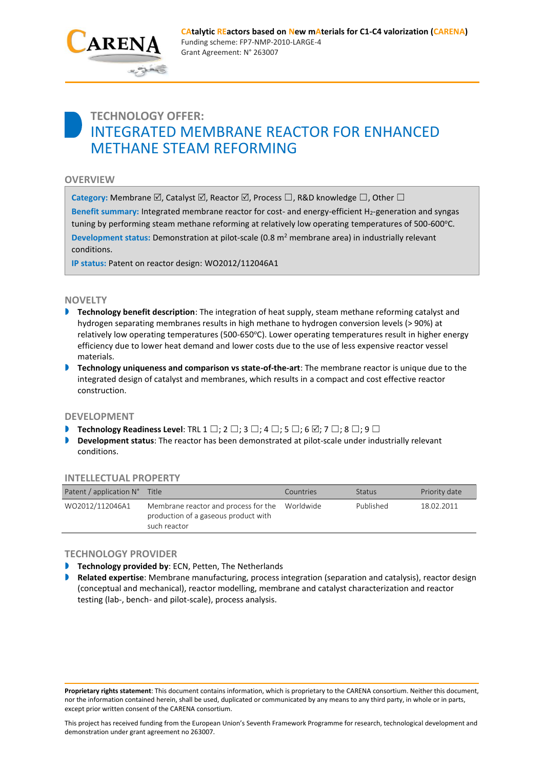**CAtalytic REactors based on New mAterials for C1-C4 valorization (CARENA)**
Funding scheme: FP7-NMP-2010-LARGE-4
Grant Agreement: N° 263007

# TECHNOLOGY OFFER:
# INTEGRATED MEMBRANE REACTOR FOR ENHANCED METHANE STEAM REFORMING

## OVERVIEW

**Category:** Membrane ☑, Catalyst ☑, Reactor ☑, Process ☐, R&D knowledge ☐, Other ☐

**Benefit summary:** Integrated membrane reactor for cost- and energy-efficient $H_2$-generation and syngas tuning by performing steam methane reforming at relatively low operating temperatures of 500-600°C.

**Development status:** Demonstration at pilot-scale (0.8 $m^2$ membrane area) in industrially relevant conditions.

**IP status:** Patent on reactor design: WO2012/112046A1

## NOVELTY

- **Technology benefit description**: The integration of heat supply, steam methane reforming catalyst and hydrogen separating membranes results in high methane to hydrogen conversion levels (> 90%) at relatively low operating temperatures (500-650°C). Lower operating temperatures result in higher energy efficiency due to lower heat demand and lower costs due to the use of less expensive reactor vessel materials.
- **Technology uniqueness and comparison vs state-of-the-art**: The membrane reactor is unique due to the integrated design of catalyst and membranes, which results in a compact and cost effective reactor construction.

## DEVELOPMENT

- **Technology Readiness Level**: TRL 1 ☐; 2 ☐; 3 ☐; 4 ☐; 5 ☐; 6 ☑; 7 ☐; 8 ☐; 9 ☐
- **Development status**: The reactor has been demonstrated at pilot-scale under industrially relevant conditions.

## INTELLECTUAL PROPERTY

| Patent / application N° | Title | Countries | Status | Priority date |
|---|---|---|---|---|
| WO2012/112046A1 | Membrane reactor and process for the production of a gaseous product with such reactor | Worldwide | Published | 18.02.2011 |

## TECHNOLOGY PROVIDER

- **Technology provided by**: ECN, Petten, The Netherlands
- **Related expertise**: Membrane manufacturing, process integration (separation and catalysis), reactor design (conceptual and mechanical), reactor modelling, membrane and catalyst characterization and reactor testing (lab-, bench- and pilot-scale), process analysis.

**Proprietary rights statement**: This document contains information, which is proprietary to the CARENA consortium. Neither this document, nor the information contained herein, shall be used, duplicated or communicated by any means to any third party, in whole or in parts, except prior written consent of the CARENA consortium.

This project has received funding from the European Union's Seventh Framework Programme for research, technological development and demonstration under grant agreement no 263007.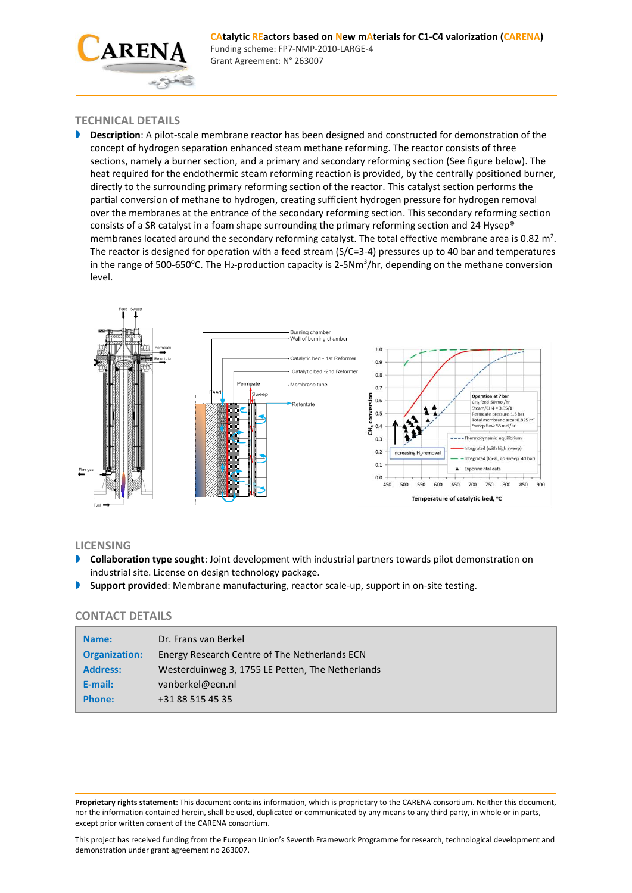CAtalytic REactors based on New mAterials for C1-C4 valorization (CARENA)
Funding scheme: FP7-NMP-2010-LARGE-4
Grant Agreement: N° 263007

## TECHNICAL DETAILS

- **Description**: A pilot-scale membrane reactor has been designed and constructed for demonstration of the concept of hydrogen separation enhanced steam methane reforming. The reactor consists of three sections, namely a burner section, and a primary and secondary reforming section (See figure below). The heat required for the endothermic steam reforming reaction is provided, by the centrally positioned burner, directly to the surrounding primary reforming section of the reactor. This catalyst section performs the partial conversion of methane to hydrogen, creating sufficient hydrogen pressure for hydrogen removal over the membranes at the entrance of the secondary reforming section. This secondary reforming section consists of a SR catalyst in a foam shape surrounding the primary reforming section and 24 Hysep® membranes located around the secondary reforming catalyst. The total effective membrane area is 0.82 $m^2$. The reactor is designed for operation with a feed stream (S/C=3-4) pressures up to 40 bar and temperatures in the range of 500-650°C. The $H_2$-production capacity is 2-5Nm$^3$/hr, depending on the methane conversion level.

Feed Sweep
Permeate
Retentate
Flue gas
Fuel

Burning chamber
Wall of burning chamber
Catalytic bed - 1st Reformer
Catalytic bed -2nd Reformer
Membrane tube
Feed
Permeate
Sweep
Retentate

CH$_4$ conversion
1.0
0.9
0.8
0.7
0.6
0.5
0.4
0.3
0.2
0.1
0.0
450 500 550 600 650 700 750 800 850 900
Temperature of catalytic bed, °C
Operation at 7 bar
CH$_4$ feed 50 mol/hr
Steam/CH4 = 3.85/1
Permeate pressure 1.5 bar
Total membrane area: 0.825 m$^2$
Sweep flow 55 mol/hr
Increasing H$_2$-removal
Thermodynamic equilibrium
Integrated (with high sweep)
Integrated (ideal, no sweep, 40 bar)
Experimental data

## LICENSING

- **Collaboration type sought**: Joint development with industrial partners towards pilot demonstration on industrial site. License on design technology package.
- **Support provided**: Membrane manufacturing, reactor scale-up, support in on-site testing.

## CONTACT DETAILS

| | |
|---|---|
| **Name:** | Dr. Frans van Berkel |
| **Organization:** | Energy Research Centre of The Netherlands ECN |
| **Address:** | Westerduinweg 3, 1755 LE Petten, The Netherlands |
| **E-mail:** | vanberkel@ecn.nl |
| **Phone:** | +31 88 515 45 35 |

**Proprietary rights statement**: This document contains information, which is proprietary to the CARENA consortium. Neither this document, nor the information contained herein, shall be used, duplicated or communicated by any means to any third party, in whole or in parts, except prior written consent of the CARENA consortium.

This project has received funding from the European Union's Seventh Framework Programme for research, technological development and demonstration under grant agreement no 263007.